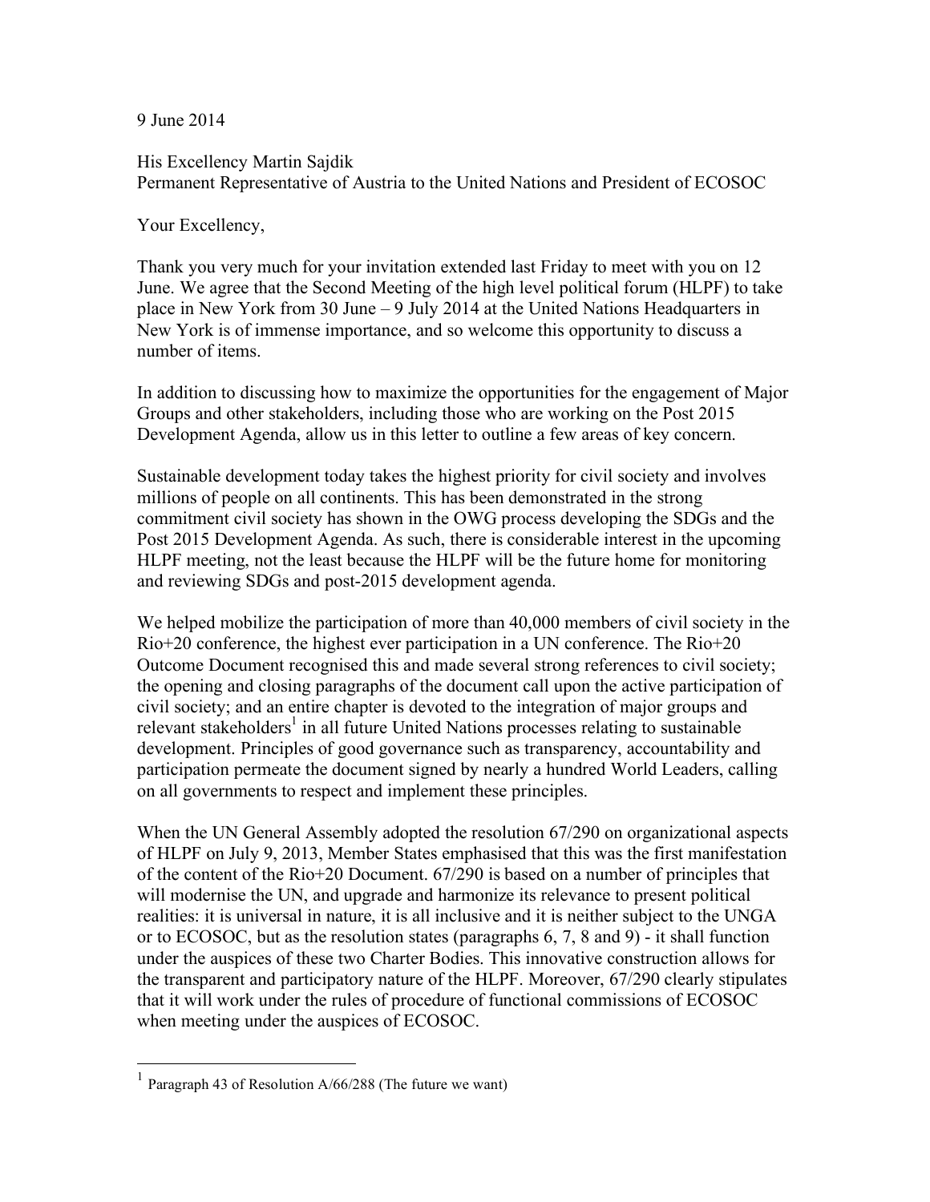9 June 2014

His Excellency Martin Sajdik
Permanent Representative of Austria to the United Nations and President of ECOSOC

Your Excellency,

Thank you very much for your invitation extended last Friday to meet with you on 12 June. We agree that the Second Meeting of the high level political forum (HLPF) to take place in New York from 30 June – 9 July 2014 at the United Nations Headquarters in New York is of immense importance, and so welcome this opportunity to discuss a number of items.

In addition to discussing how to maximize the opportunities for the engagement of Major Groups and other stakeholders, including those who are working on the Post 2015 Development Agenda, allow us in this letter to outline a few areas of key concern.

Sustainable development today takes the highest priority for civil society and involves millions of people on all continents. This has been demonstrated in the strong commitment civil society has shown in the OWG process developing the SDGs and the Post 2015 Development Agenda. As such, there is considerable interest in the upcoming HLPF meeting, not the least because the HLPF will be the future home for monitoring and reviewing SDGs and post-2015 development agenda.

We helped mobilize the participation of more than 40,000 members of civil society in the Rio+20 conference, the highest ever participation in a UN conference. The Rio+20 Outcome Document recognised this and made several strong references to civil society; the opening and closing paragraphs of the document call upon the active participation of civil society; and an entire chapter is devoted to the integration of major groups and relevant stakeholders[1] in all future United Nations processes relating to sustainable development. Principles of good governance such as transparency, accountability and participation permeate the document signed by nearly a hundred World Leaders, calling on all governments to respect and implement these principles.

When the UN General Assembly adopted the resolution 67/290 on organizational aspects of HLPF on July 9, 2013, Member States emphasised that this was the first manifestation of the content of the Rio+20 Document. 67/290 is based on a number of principles that will modernise the UN, and upgrade and harmonize its relevance to present political realities: it is universal in nature, it is all inclusive and it is neither subject to the UNGA or to ECOSOC, but as the resolution states (paragraphs 6, 7, 8 and 9) - it shall function under the auspices of these two Charter Bodies. This innovative construction allows for the transparent and participatory nature of the HLPF. Moreover, 67/290 clearly stipulates that it will work under the rules of procedure of functional commissions of ECOSOC when meeting under the auspices of ECOSOC.

---

[1] Paragraph 43 of Resolution A/66/288 (The future we want)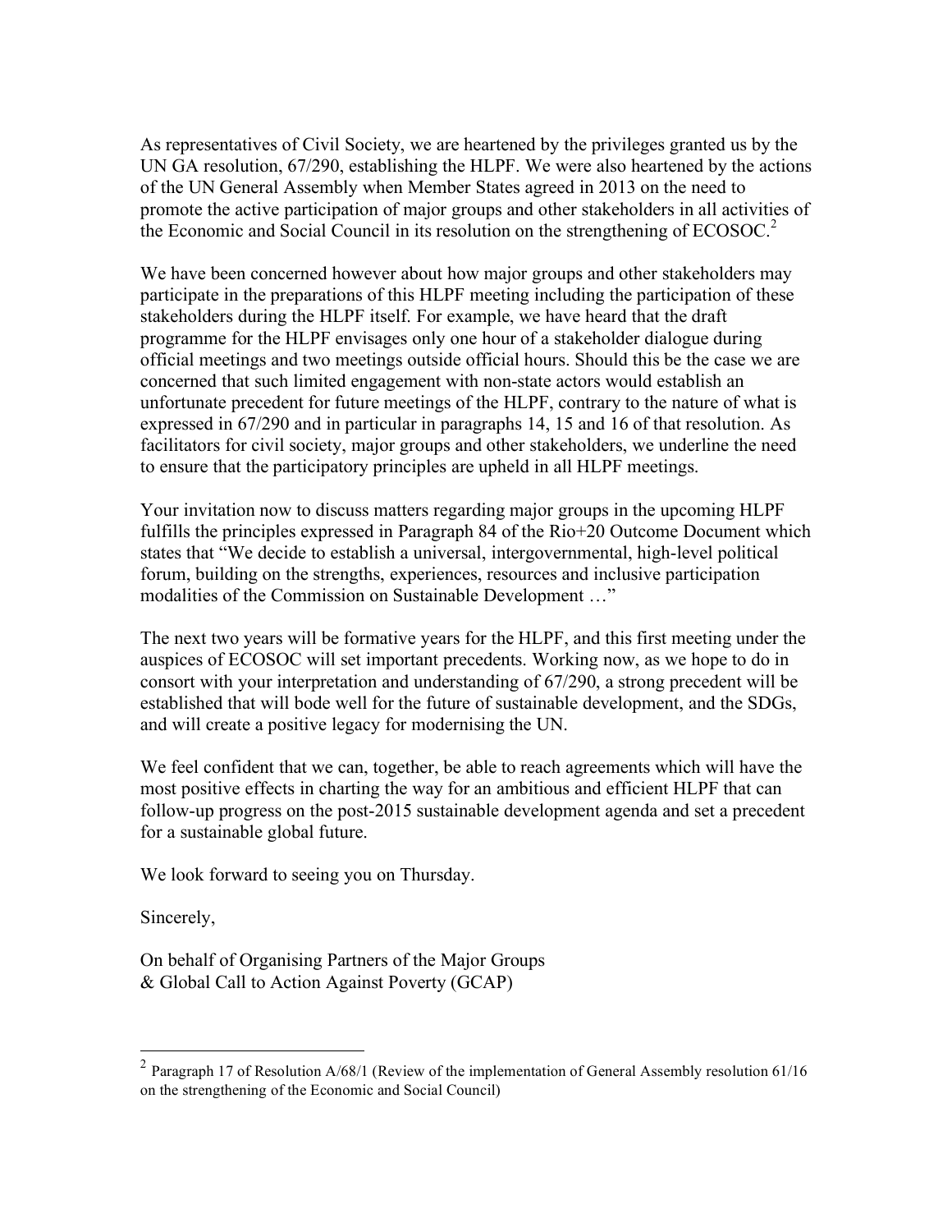As representatives of Civil Society, we are heartened by the privileges granted us by the UN GA resolution, 67/290, establishing the HLPF. We were also heartened by the actions of the UN General Assembly when Member States agreed in 2013 on the need to promote the active participation of major groups and other stakeholders in all activities of the Economic and Social Council in its resolution on the strengthening of ECOSOC.[2]

We have been concerned however about how major groups and other stakeholders may participate in the preparations of this HLPF meeting including the participation of these stakeholders during the HLPF itself. For example, we have heard that the draft programme for the HLPF envisages only one hour of a stakeholder dialogue during official meetings and two meetings outside official hours. Should this be the case we are concerned that such limited engagement with non-state actors would establish an unfortunate precedent for future meetings of the HLPF, contrary to the nature of what is expressed in 67/290 and in particular in paragraphs 14, 15 and 16 of that resolution. As facilitators for civil society, major groups and other stakeholders, we underline the need to ensure that the participatory principles are upheld in all HLPF meetings.

Your invitation now to discuss matters regarding major groups in the upcoming HLPF fulfills the principles expressed in Paragraph 84 of the Rio+20 Outcome Document which states that "We decide to establish a universal, intergovernmental, high-level political forum, building on the strengths, experiences, resources and inclusive participation modalities of the Commission on Sustainable Development …"

The next two years will be formative years for the HLPF, and this first meeting under the auspices of ECOSOC will set important precedents. Working now, as we hope to do in consort with your interpretation and understanding of 67/290, a strong precedent will be established that will bode well for the future of sustainable development, and the SDGs, and will create a positive legacy for modernising the UN.

We feel confident that we can, together, be able to reach agreements which will have the most positive effects in charting the way for an ambitious and efficient HLPF that can follow-up progress on the post-2015 sustainable development agenda and set a precedent for a sustainable global future.

We look forward to seeing you on Thursday.

Sincerely,

On behalf of Organising Partners of the Major Groups
& Global Call to Action Against Poverty (GCAP)

---

[2] Paragraph 17 of Resolution A/68/1 (Review of the implementation of General Assembly resolution 61/16 on the strengthening of the Economic and Social Council)